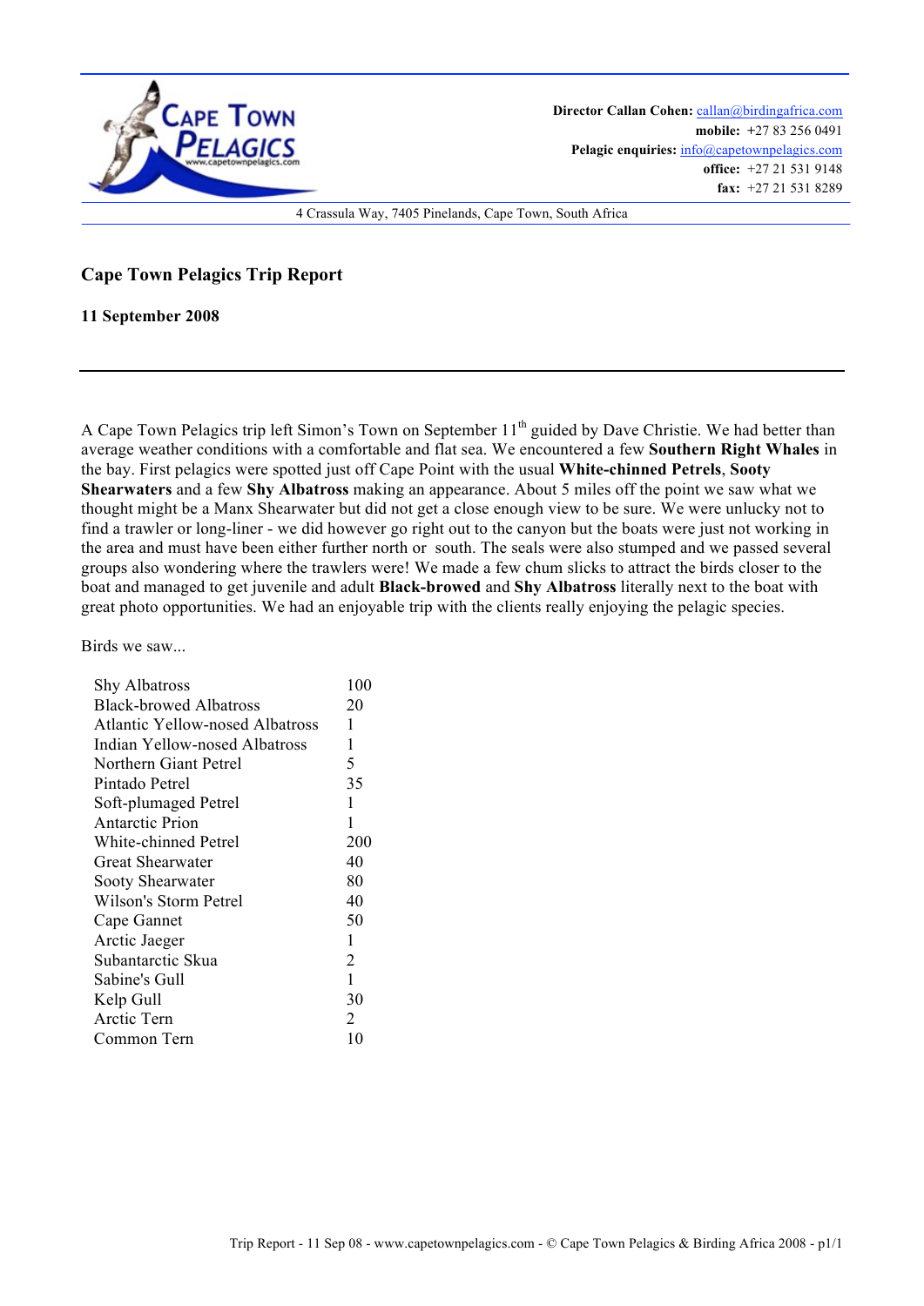**Director Callan Cohen:** callan@birdingafrica.com
**mobile:** +27 83 256 0491
**Pelagic enquiries:** info@capetownpelagics.com
**office:** +27 21 531 9148
**fax:** +27 21 531 8289

4 Crassula Way, 7405 Pinelands, Cape Town, South Africa

## Cape Town Pelagics Trip Report

**11 September 2008**

---

A Cape Town Pelagics trip left Simon's Town on September 11th guided by Dave Christie. We had better than average weather conditions with a comfortable and flat sea. We encountered a few **Southern Right Whales** in the bay. First pelagics were spotted just off Cape Point with the usual **White-chinned Petrels**, **Sooty Shearwaters** and a few **Shy Albatross** making an appearance. About 5 miles off the point we saw what we thought might be a Manx Shearwater but did not get a close enough view to be sure. We were unlucky not to find a trawler or long-liner - we did however go right out to the canyon but the boats were just not working in the area and must have been either further north or south. The seals were also stumped and we passed several groups also wondering where the trawlers were! We made a few chum slicks to attract the birds closer to the boat and managed to get juvenile and adult **Black-browed** and **Shy Albatross** literally next to the boat with great photo opportunities. We had an enjoyable trip with the clients really enjoying the pelagic species.

Birds we saw...

| Species | Count |
|---|---|
| Shy Albatross | 100 |
| Black-browed Albatross | 20 |
| Atlantic Yellow-nosed Albatross | 1 |
| Indian Yellow-nosed Albatross | 1 |
| Northern Giant Petrel | 5 |
| Pintado Petrel | 35 |
| Soft-plumaged Petrel | 1 |
| Antarctic Prion | 1 |
| White-chinned Petrel | 200 |
| Great Shearwater | 40 |
| Sooty Shearwater | 80 |
| Wilson's Storm Petrel | 40 |
| Cape Gannet | 50 |
| Arctic Jaeger | 1 |
| Subantarctic Skua | 2 |
| Sabine's Gull | 1 |
| Kelp Gull | 30 |
| Arctic Tern | 2 |
| Common Tern | 10 |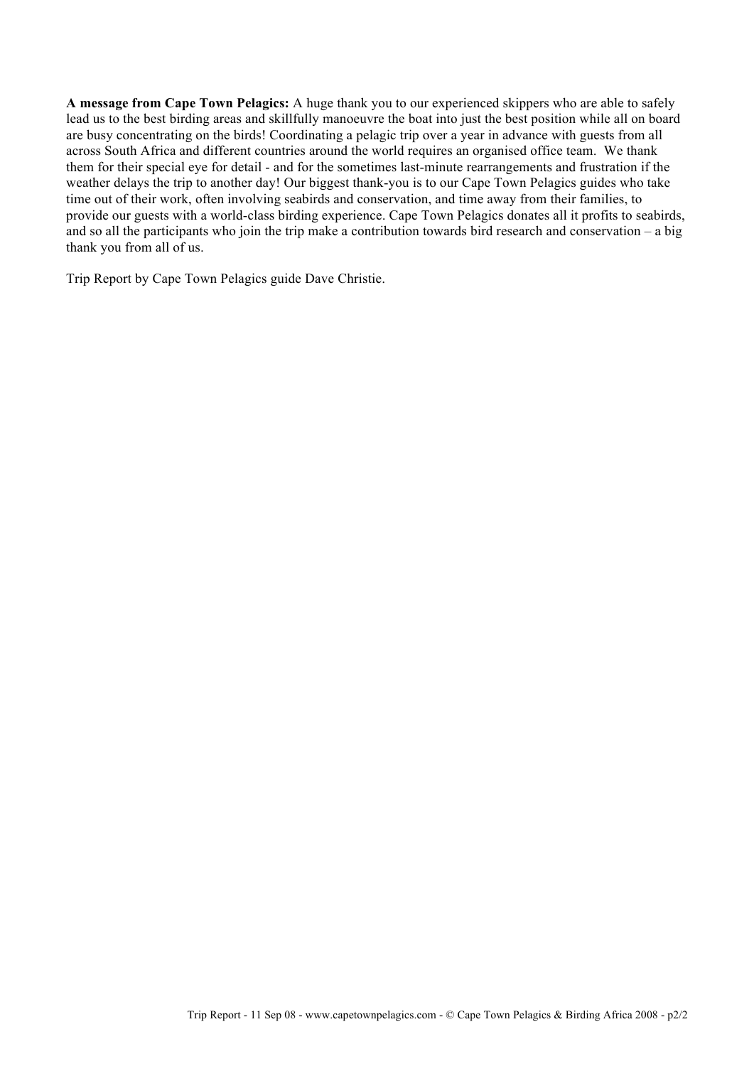**A message from Cape Town Pelagics:** A huge thank you to our experienced skippers who are able to safely lead us to the best birding areas and skillfully manoeuvre the boat into just the best position while all on board are busy concentrating on the birds! Coordinating a pelagic trip over a year in advance with guests from all across South Africa and different countries around the world requires an organised office team. We thank them for their special eye for detail - and for the sometimes last-minute rearrangements and frustration if the weather delays the trip to another day! Our biggest thank-you is to our Cape Town Pelagics guides who take time out of their work, often involving seabirds and conservation, and time away from their families, to provide our guests with a world-class birding experience. Cape Town Pelagics donates all it profits to seabirds, and so all the participants who join the trip make a contribution towards bird research and conservation – a big thank you from all of us.

Trip Report by Cape Town Pelagics guide Dave Christie.